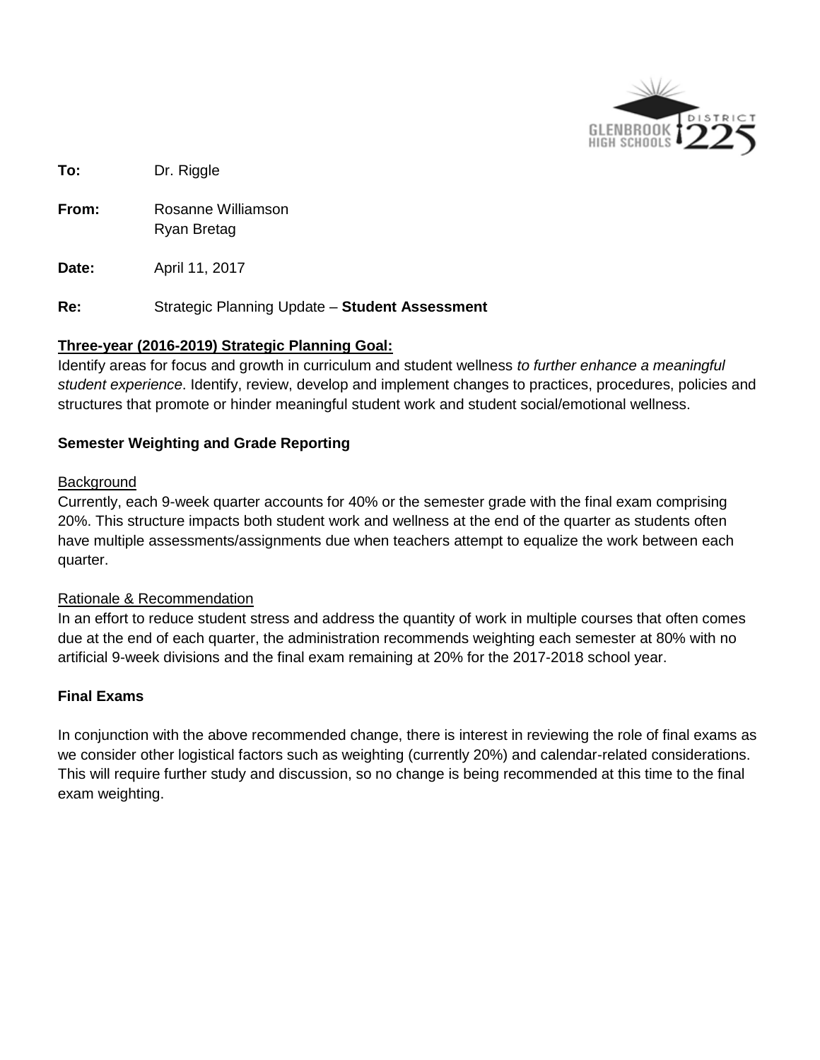**To:** Dr. Riggle

**From:** Rosanne Williamson
Ryan Bretag

**Date:** April 11, 2017

**Re:** Strategic Planning Update – **Student Assessment**

**Three-year (2016-2019) Strategic Planning Goal:**

Identify areas for focus and growth in curriculum and student wellness *to further enhance a meaningful student experience*. Identify, review, develop and implement changes to practices, procedures, policies and structures that promote or hinder meaningful student work and student social/emotional wellness.

**Semester Weighting and Grade Reporting**

Background

Currently, each 9-week quarter accounts for 40% or the semester grade with the final exam comprising 20%. This structure impacts both student work and wellness at the end of the quarter as students often have multiple assessments/assignments due when teachers attempt to equalize the work between each quarter.

Rationale & Recommendation

In an effort to reduce student stress and address the quantity of work in multiple courses that often comes due at the end of each quarter, the administration recommends weighting each semester at 80% with no artificial 9-week divisions and the final exam remaining at 20% for the 2017-2018 school year.

**Final Exams**

In conjunction with the above recommended change, there is interest in reviewing the role of final exams as we consider other logistical factors such as weighting (currently 20%) and calendar-related considerations. This will require further study and discussion, so no change is being recommended at this time to the final exam weighting.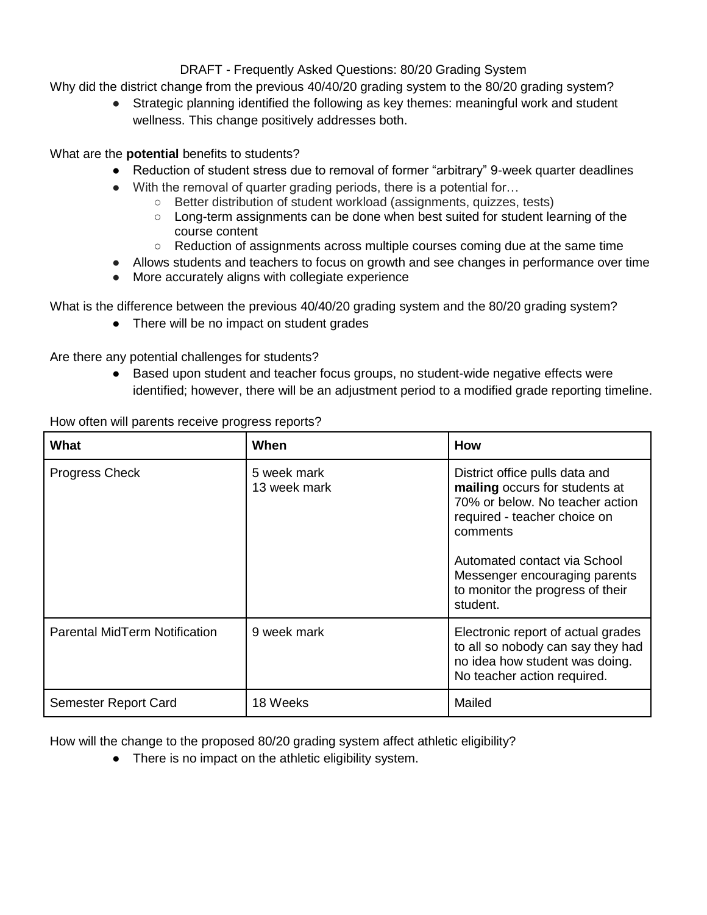DRAFT - Frequently Asked Questions: 80/20 Grading System

Why did the district change from the previous 40/40/20 grading system to the 80/20 grading system?

- Strategic planning identified the following as key themes: meaningful work and student wellness. This change positively addresses both.

What are the **potential** benefits to students?

- Reduction of student stress due to removal of former "arbitrary" 9-week quarter deadlines
- With the removal of quarter grading periods, there is a potential for…
  - Better distribution of student workload (assignments, quizzes, tests)
  - Long-term assignments can be done when best suited for student learning of the course content
  - Reduction of assignments across multiple courses coming due at the same time
- Allows students and teachers to focus on growth and see changes in performance over time
- More accurately aligns with collegiate experience

What is the difference between the previous 40/40/20 grading system and the 80/20 grading system?

- There will be no impact on student grades

Are there any potential challenges for students?

- Based upon student and teacher focus groups, no student-wide negative effects were identified; however, there will be an adjustment period to a modified grade reporting timeline.

How often will parents receive progress reports?

| What | When | How |
|---|---|---|
| Progress Check | 5 week mark<br>13 week mark | District office pulls data and **mailing** occurs for students at 70% or below. No teacher action required - teacher choice on comments<br><br>Automated contact via School Messenger encouraging parents to monitor the progress of their student. |
| Parental MidTerm Notification | 9 week mark | Electronic report of actual grades to all so nobody can say they had no idea how student was doing. No teacher action required. |
| Semester Report Card | 18 Weeks | Mailed |

How will the change to the proposed 80/20 grading system affect athletic eligibility?

- There is no impact on the athletic eligibility system.